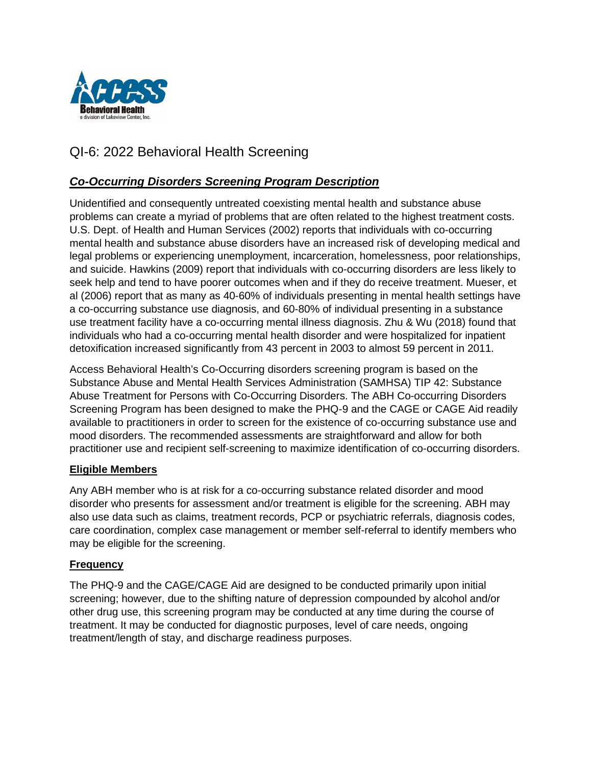# QI-6: 2022 Behavioral Health Screening

## ***Co-Occurring Disorders Screening Program Description***

Unidentified and consequently untreated coexisting mental health and substance abuse problems can create a myriad of problems that are often related to the highest treatment costs. U.S. Dept. of Health and Human Services (2002) reports that individuals with co-occurring mental health and substance abuse disorders have an increased risk of developing medical and legal problems or experiencing unemployment, incarceration, homelessness, poor relationships, and suicide. Hawkins (2009) report that individuals with co-occurring disorders are less likely to seek help and tend to have poorer outcomes when and if they do receive treatment. Mueser, et al (2006) report that as many as 40-60% of individuals presenting in mental health settings have a co-occurring substance use diagnosis, and 60-80% of individual presenting in a substance use treatment facility have a co-occurring mental illness diagnosis. Zhu & Wu (2018) found that individuals who had a co-occurring mental health disorder and were hospitalized for inpatient detoxification increased significantly from 43 percent in 2003 to almost 59 percent in 2011.

Access Behavioral Health's Co-Occurring disorders screening program is based on the Substance Abuse and Mental Health Services Administration (SAMHSA) TIP 42: Substance Abuse Treatment for Persons with Co-Occurring Disorders. The ABH Co-occurring Disorders Screening Program has been designed to make the PHQ-9 and the CAGE or CAGE Aid readily available to practitioners in order to screen for the existence of co-occurring substance use and mood disorders. The recommended assessments are straightforward and allow for both practitioner use and recipient self-screening to maximize identification of co-occurring disorders.

### Eligible Members

Any ABH member who is at risk for a co-occurring substance related disorder and mood disorder who presents for assessment and/or treatment is eligible for the screening. ABH may also use data such as claims, treatment records, PCP or psychiatric referrals, diagnosis codes, care coordination, complex case management or member self-referral to identify members who may be eligible for the screening.

### Frequency

The PHQ-9 and the CAGE/CAGE Aid are designed to be conducted primarily upon initial screening; however, due to the shifting nature of depression compounded by alcohol and/or other drug use, this screening program may be conducted at any time during the course of treatment. It may be conducted for diagnostic purposes, level of care needs, ongoing treatment/length of stay, and discharge readiness purposes.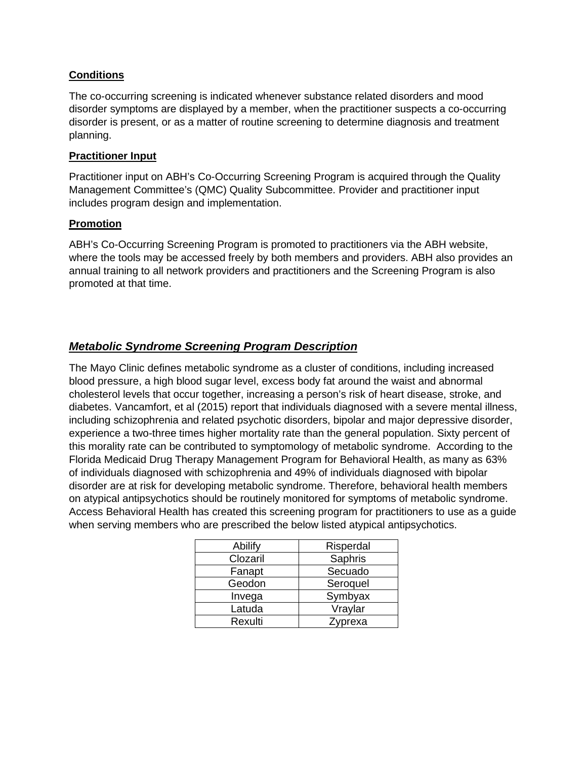**Conditions**

The co-occurring screening is indicated whenever substance related disorders and mood disorder symptoms are displayed by a member, when the practitioner suspects a co-occurring disorder is present, or as a matter of routine screening to determine diagnosis and treatment planning.

**Practitioner Input**

Practitioner input on ABH's Co-Occurring Screening Program is acquired through the Quality Management Committee's (QMC) Quality Subcommittee. Provider and practitioner input includes program design and implementation.

**Promotion**

ABH's Co-Occurring Screening Program is promoted to practitioners via the ABH website, where the tools may be accessed freely by both members and providers. ABH also provides an annual training to all network providers and practitioners and the Screening Program is also promoted at that time.

## ***Metabolic Syndrome Screening Program Description***

The Mayo Clinic defines metabolic syndrome as a cluster of conditions, including increased blood pressure, a high blood sugar level, excess body fat around the waist and abnormal cholesterol levels that occur together, increasing a person's risk of heart disease, stroke, and diabetes. Vancamfort, et al (2015) report that individuals diagnosed with a severe mental illness, including schizophrenia and related psychotic disorders, bipolar and major depressive disorder, experience a two-three times higher mortality rate than the general population. Sixty percent of this morality rate can be contributed to symptomology of metabolic syndrome. According to the Florida Medicaid Drug Therapy Management Program for Behavioral Health, as many as 63% of individuals diagnosed with schizophrenia and 49% of individuals diagnosed with bipolar disorder are at risk for developing metabolic syndrome. Therefore, behavioral health members on atypical antipsychotics should be routinely monitored for symptoms of metabolic syndrome. Access Behavioral Health has created this screening program for practitioners to use as a guide when serving members who are prescribed the below listed atypical antipsychotics.

| Abilify | Risperdal |
|---|---|
| Clozaril | Saphris |
| Fanapt | Secuado |
| Geodon | Seroquel |
| Invega | Symbyax |
| Latuda | Vraylar |
| Rexulti | Zyprexa |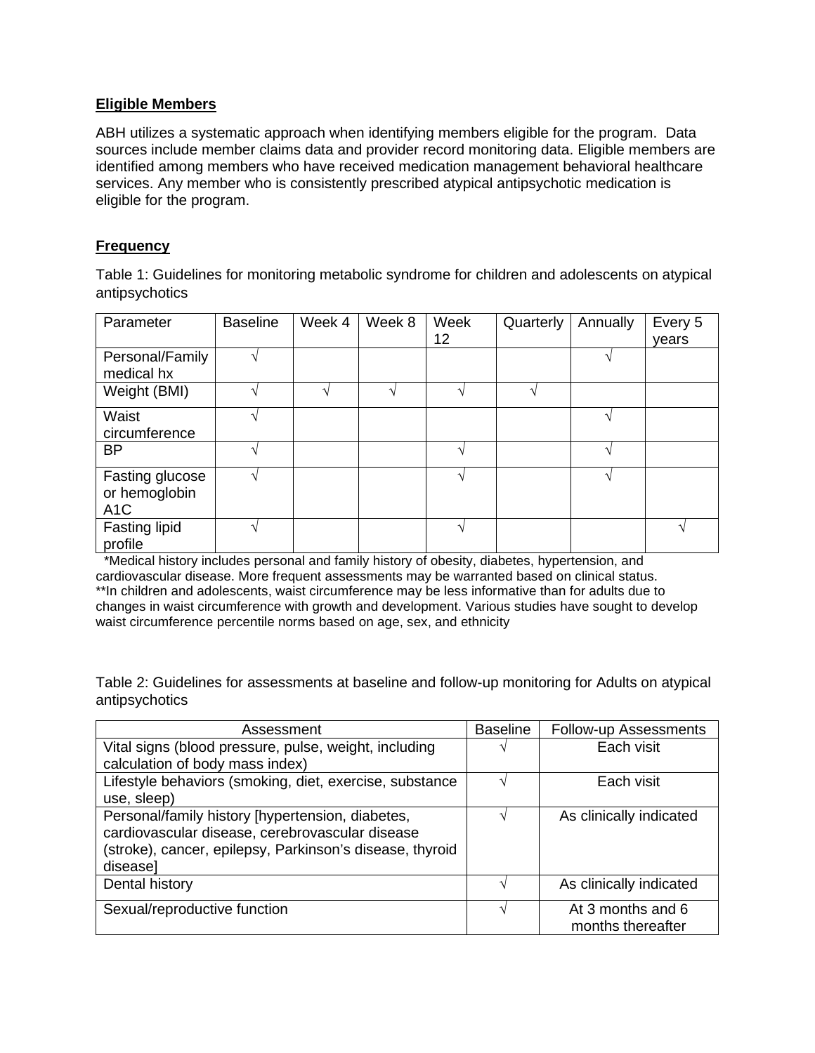**Eligible Members**

ABH utilizes a systematic approach when identifying members eligible for the program. Data sources include member claims data and provider record monitoring data. Eligible members are identified among members who have received medication management behavioral healthcare services. Any member who is consistently prescribed atypical antipsychotic medication is eligible for the program.

**Frequency**

Table 1: Guidelines for monitoring metabolic syndrome for children and adolescents on atypical antipsychotics

| Parameter | Baseline | Week 4 | Week 8 | Week 12 | Quarterly | Annually | Every 5 years |
| --- | --- | --- | --- | --- | --- | --- | --- |
| Personal/Family medical hx | √ | | | | | √ | |
| Weight (BMI) | √ | √ | √ | √ | √ | | |
| Waist circumference | √ | | | | | √ | |
| BP | √ | | | √ | | √ | |
| Fasting glucose or hemoglobin A1C | √ | | | √ | | √ | |
| Fasting lipid profile | √ | | | √ | | | √ |

*Medical history includes personal and family history of obesity, diabetes, hypertension, and cardiovascular disease. More frequent assessments may be warranted based on clinical status.
**In children and adolescents, waist circumference may be less informative than for adults due to changes in waist circumference with growth and development. Various studies have sought to develop waist circumference percentile norms based on age, sex, and ethnicity

Table 2: Guidelines for assessments at baseline and follow-up monitoring for Adults on atypical antipsychotics

| Assessment | Baseline | Follow-up Assessments |
| --- | --- | --- |
| Vital signs (blood pressure, pulse, weight, including calculation of body mass index) | √ | Each visit |
| Lifestyle behaviors (smoking, diet, exercise, substance use, sleep) | √ | Each visit |
| Personal/family history [hypertension, diabetes, cardiovascular disease, cerebrovascular disease (stroke), cancer, epilepsy, Parkinson's disease, thyroid disease] | √ | As clinically indicated |
| Dental history | √ | As clinically indicated |
| Sexual/reproductive function | √ | At 3 months and 6 months thereafter |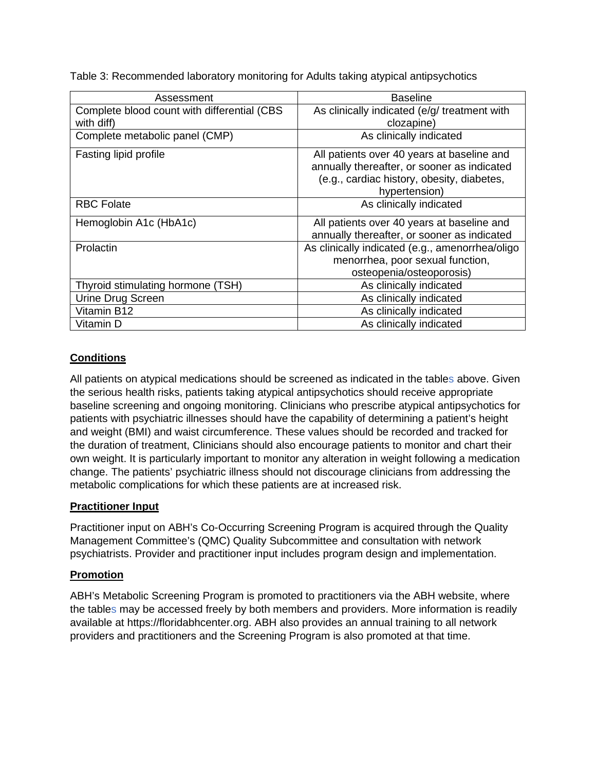Table 3: Recommended laboratory monitoring for Adults taking atypical antipsychotics

| Assessment | Baseline |
| --- | --- |
| Complete blood count with differential (CBS with diff) | As clinically indicated (e/g/ treatment with clozapine) |
| Complete metabolic panel (CMP) | As clinically indicated |
| Fasting lipid profile | All patients over 40 years at baseline and annually thereafter, or sooner as indicated (e.g., cardiac history, obesity, diabetes, hypertension) |
| RBC Folate | As clinically indicated |
| Hemoglobin A1c (HbA1c) | All patients over 40 years at baseline and annually thereafter, or sooner as indicated |
| Prolactin | As clinically indicated (e.g., amenorrhea/oligo menorrhea, poor sexual function, osteopenia/osteoporosis) |
| Thyroid stimulating hormone (TSH) | As clinically indicated |
| Urine Drug Screen | As clinically indicated |
| Vitamin B12 | As clinically indicated |
| Vitamin D | As clinically indicated |

**Conditions**

All patients on atypical medications should be screened as indicated in the tables above. Given the serious health risks, patients taking atypical antipsychotics should receive appropriate baseline screening and ongoing monitoring. Clinicians who prescribe atypical antipsychotics for patients with psychiatric illnesses should have the capability of determining a patient's height and weight (BMI) and waist circumference. These values should be recorded and tracked for the duration of treatment, Clinicians should also encourage patients to monitor and chart their own weight. It is particularly important to monitor any alteration in weight following a medication change. The patients' psychiatric illness should not discourage clinicians from addressing the metabolic complications for which these patients are at increased risk.

**Practitioner Input**

Practitioner input on ABH's Co-Occurring Screening Program is acquired through the Quality Management Committee's (QMC) Quality Subcommittee and consultation with network psychiatrists. Provider and practitioner input includes program design and implementation.

**Promotion**

ABH's Metabolic Screening Program is promoted to practitioners via the ABH website, where the tables may be accessed freely by both members and providers. More information is readily available at https://floridabhcenter.org. ABH also provides an annual training to all network providers and practitioners and the Screening Program is also promoted at that time.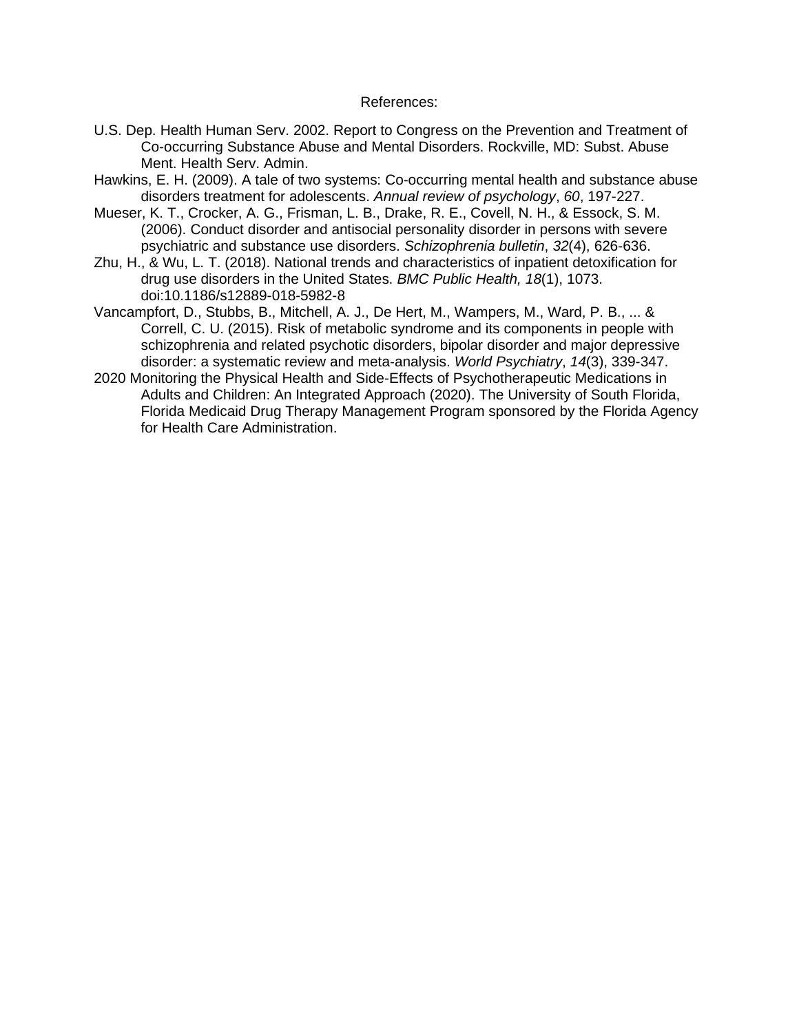References:

U.S. Dep. Health Human Serv. 2002. Report to Congress on the Prevention and Treatment of Co-occurring Substance Abuse and Mental Disorders. Rockville, MD: Subst. Abuse Ment. Health Serv. Admin.

Hawkins, E. H. (2009). A tale of two systems: Co-occurring mental health and substance abuse disorders treatment for adolescents. *Annual review of psychology*, *60*, 197-227.

Mueser, K. T., Crocker, A. G., Frisman, L. B., Drake, R. E., Covell, N. H., & Essock, S. M. (2006). Conduct disorder and antisocial personality disorder in persons with severe psychiatric and substance use disorders. *Schizophrenia bulletin*, *32*(4), 626-636.

Zhu, H., & Wu, L. T. (2018). National trends and characteristics of inpatient detoxification for drug use disorders in the United States. *BMC Public Health, 18*(1), 1073. doi:10.1186/s12889-018-5982-8

Vancampfort, D., Stubbs, B., Mitchell, A. J., De Hert, M., Wampers, M., Ward, P. B., ... & Correll, C. U. (2015). Risk of metabolic syndrome and its components in people with schizophrenia and related psychotic disorders, bipolar disorder and major depressive disorder: a systematic review and meta-analysis. *World Psychiatry*, *14*(3), 339-347.

2020 Monitoring the Physical Health and Side-Effects of Psychotherapeutic Medications in Adults and Children: An Integrated Approach (2020). The University of South Florida, Florida Medicaid Drug Therapy Management Program sponsored by the Florida Agency for Health Care Administration.